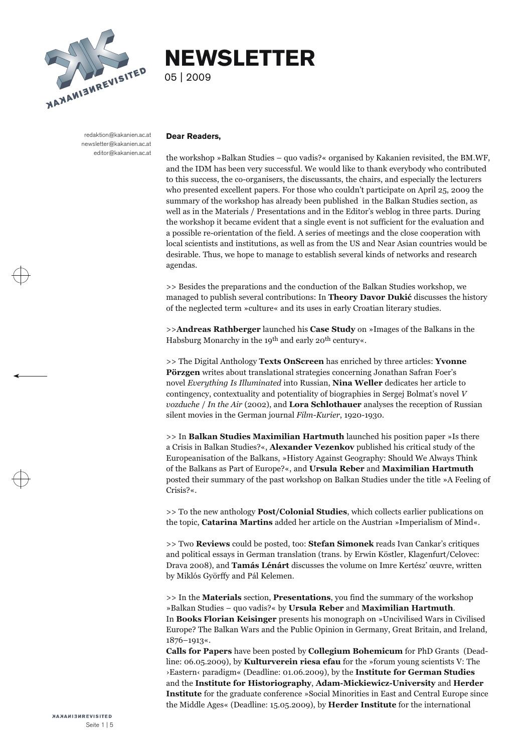# NEWSLETTER

05 | 2009

redaktion@kakanien.ac.at
newsletter@kakanien.ac.at
editor@kakanien.ac.at

**Dear Readers,**

the workshop »Balkan Studies – quo vadis?« organised by Kakanien revisited, the BM.WF, and the IDM has been very successful. We would like to thank everybody who contributed to this success, the co-organisers, the discussants, the chairs, and especially the lecturers who presented excellent papers. For those who couldn't participate on April 25, 2009 the summary of the workshop has already been published in the Balkan Studies section, as well as in the Materials / Presentations and in the Editor's weblog in three parts. During the workshop it became evident that a single event is not sufficient for the evaluation and a possible re-orientation of the field. A series of meetings and the close cooperation with local scientists and institutions, as well as from the US and Near Asian countries would be desirable. Thus, we hope to manage to establish several kinds of networks and research agendas.

>> Besides the preparations and the conduction of the Balkan Studies workshop, we managed to publish several contributions: In **Theory Davor Dukić** discusses the history of the neglected term »culture« and its uses in early Croatian literary studies.

>>**Andreas Rathberger** launched his **Case Study** on »Images of the Balkans in the Habsburg Monarchy in the 19th and early 20th century«.

>> The Digital Anthology **Texts OnScreen** has enriched by three articles: **Yvonne Pörzgen** writes about translational strategies concerning Jonathan Safran Foer's novel *Everything Is Illuminated* into Russian, **Nina Weller** dedicates her article to contingency, contextuality and potentiality of biographies in Sergej Bolmat's novel *V vozduche* / *In the Air* (2002), and **Lora Schlothauer** analyses the reception of Russian silent movies in the German journal *Film-Kurier*, 1920-1930.

>> In **Balkan Studies Maximilian Hartmuth** launched his position paper »Is there a Crisis in Balkan Studies?«, **Alexander Vezenkov** published his critical study of the Europeanisation of the Balkans, »History Against Geography: Should We Always Think of the Balkans as Part of Europe?«, and **Ursula Reber** and **Maximilian Hartmuth** posted their summary of the past workshop on Balkan Studies under the title »A Feeling of Crisis?«.

>> To the new anthology **Post/Colonial Studies**, which collects earlier publications on the topic, **Catarina Martins** added her article on the Austrian »Imperialism of Mind«.

>> Two **Reviews** could be posted, too: **Stefan Simonek** reads Ivan Cankar's critiques and political essays in German translation (trans. by Erwin Köstler, Klagenfurt/Celovec: Drava 2008), and **Tamás Lénárt** discusses the volume on Imre Kertész' œuvre, written by Miklós Györffy and Pál Kelemen.

>> In the **Materials** section, **Presentations**, you find the summary of the workshop »Balkan Studies – quo vadis?« by **Ursula Reber** and **Maximilian Hartmuth**.
In **Books Florian Keisinger** presents his monograph on »Uncivilised Wars in Civilised Europe? The Balkan Wars and the Public Opinion in Germany, Great Britain, and Ireland, 1876–1913«.
**Calls for Papers** have been posted by **Collegium Bohemicum** for PhD Grants (Deadline: 06.05.2009), by **Kulturverein riesa efau** for the »forum young scientists V: The ›Eastern‹ paradigm« (Deadline: 01.06.2009), by the **Institute for German Studies** and the **Institute for Historiography**, **Adam-Mickiewicz-University** and **Herder Institute** for the graduate conference »Social Minorities in East and Central Europe since the Middle Ages« (Deadline: 15.05.2009), by **Herder Institute** for the international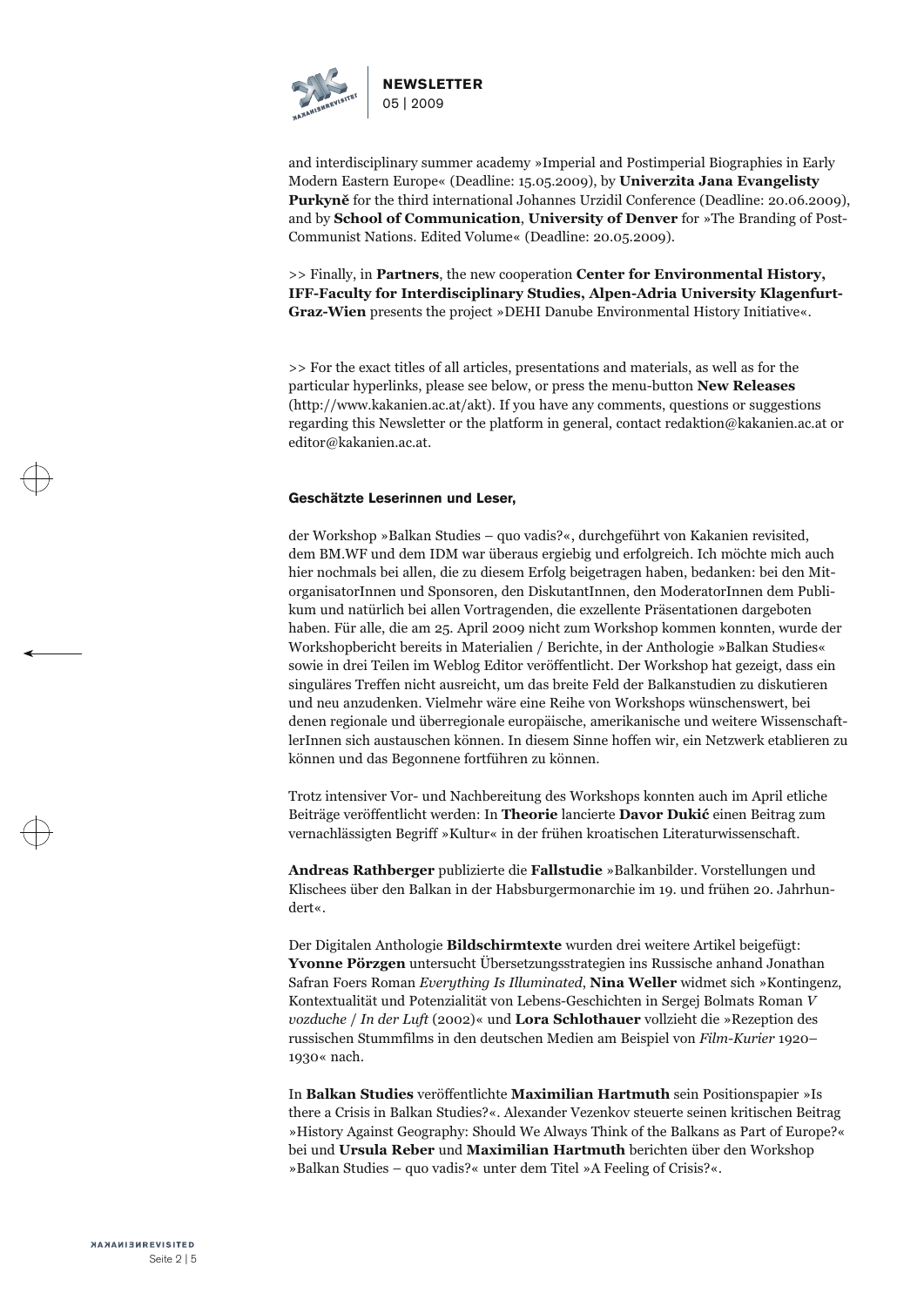and interdisciplinary summer academy »Imperial and Postimperial Biographies in Early Modern Eastern Europe« (Deadline: 15.05.2009), by **Univerzita Jana Evangelisty Purkyně** for the third international Johannes Urzidil Conference (Deadline: 20.06.2009), and by **School of Communication**, **University of Denver** for »The Branding of Post-Communist Nations. Edited Volume« (Deadline: 20.05.2009).

>> Finally, in **Partners**, the new cooperation **Center for Environmental History, IFF-Faculty for Interdisciplinary Studies, Alpen-Adria University Klagenfurt-Graz-Wien** presents the project »DEHI Danube Environmental History Initiative«.

>> For the exact titles of all articles, presentations and materials, as well as for the particular hyperlinks, please see below, or press the menu-button **New Releases** (http://www.kakanien.ac.at/akt). If you have any comments, questions or suggestions regarding this Newsletter or the platform in general, contact redaktion@kakanien.ac.at or editor@kakanien.ac.at.

**Geschätzte Leserinnen und Leser,**

der Workshop »Balkan Studies – quo vadis?«, durchgeführt von Kakanien revisited, dem BM.WF und dem IDM war überaus ergiebig und erfolgreich. Ich möchte mich auch hier nochmals bei allen, die zu diesem Erfolg beigetragen haben, bedanken: bei den MitorganisatorInnen und Sponsoren, den DiskutantInnen, den ModeratorInnen dem Publikum und natürlich bei allen Vortragenden, die exzellente Präsentationen dargeboten haben. Für alle, die am 25. April 2009 nicht zum Workshop kommen konnten, wurde der Workshopbericht bereits in Materialien / Berichte, in der Anthologie »Balkan Studies« sowie in drei Teilen im Weblog Editor veröffentlicht. Der Workshop hat gezeigt, dass ein singuläres Treffen nicht ausreicht, um das breite Feld der Balkanstudien zu diskutieren und neu anzudenken. Vielmehr wäre eine Reihe von Workshops wünschenswert, bei denen regionale und überregionale europäische, amerikanische und weitere WissenschaftlerInnen sich austauschen können. In diesem Sinne hoffen wir, ein Netzwerk etablieren zu können und das Begonnene fortführen zu können.

Trotz intensiver Vor- und Nachbereitung des Workshops konnten auch im April etliche Beiträge veröffentlicht werden: In **Theorie** lancierte **Davor Dukić** einen Beitrag zum vernachlässigten Begriff »Kultur« in der frühen kroatischen Literaturwissenschaft.

**Andreas Rathberger** publizierte die **Fallstudie** »Balkanbilder. Vorstellungen und Klischees über den Balkan in der Habsburgermonarchie im 19. und frühen 20. Jahrhundert«.

Der Digitalen Anthologie **Bildschirmtexte** wurden drei weitere Artikel beigefügt: **Yvonne Pörzgen** untersucht Übersetzungsstrategien ins Russische anhand Jonathan Safran Foers Roman *Everything Is Illuminated*, **Nina Weller** widmet sich »Kontingenz, Kontextualität und Potenzialität von Lebens-Geschichten in Sergej Bolmats Roman *V vozduche* / *In der Luft* (2002)« und **Lora Schlothauer** vollzieht die »Rezeption des russischen Stummfilms in den deutschen Medien am Beispiel von *Film-Kurier* 1920–1930« nach.

In **Balkan Studies** veröffentlichte **Maximilian Hartmuth** sein Positionspapier »Is there a Crisis in Balkan Studies?«. Alexander Vezenkov steuerte seinen kritischen Beitrag »History Against Geography: Should We Always Think of the Balkans as Part of Europe?« bei und **Ursula Reber** und **Maximilian Hartmuth** berichten über den Workshop »Balkan Studies – quo vadis?« unter dem Titel »A Feeling of Crisis?«.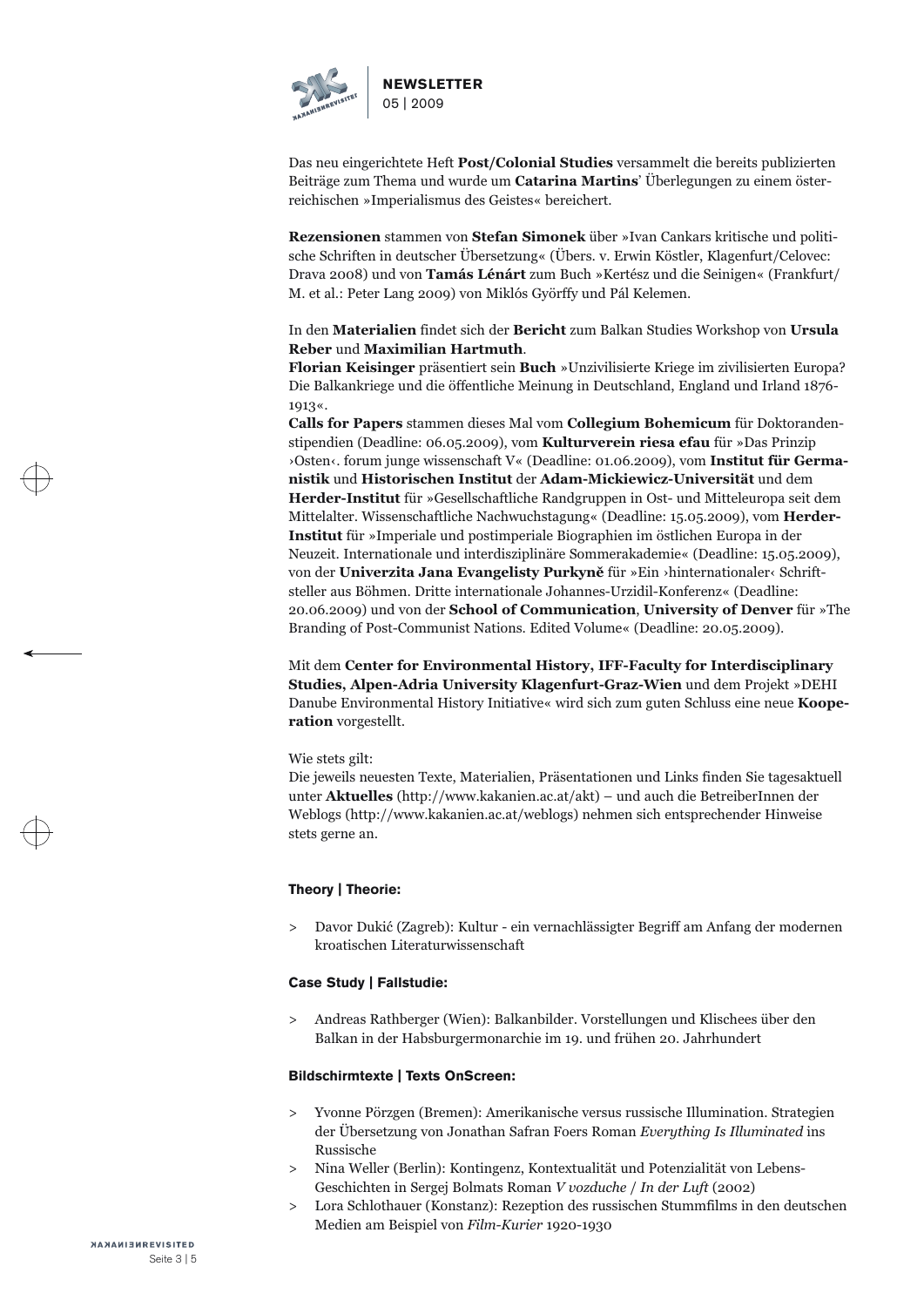Das neu eingerichtete Heft **Post/Colonial Studies** versammelt die bereits publizierten Beiträge zum Thema und wurde um **Catarina Martins**' Überlegungen zu einem österreichischen »Imperialismus des Geistes« bereichert.

**Rezensionen** stammen von **Stefan Simonek** über »Ivan Cankars kritische und politische Schriften in deutscher Übersetzung« (Übers. v. Erwin Köstler, Klagenfurt/Celovec: Drava 2008) und von **Tamás Lénárt** zum Buch »Kertész und die Seinigen« (Frankfurt/M. et al.: Peter Lang 2009) von Miklós Györffy und Pál Kelemen.

In den **Materialien** findet sich der **Bericht** zum Balkan Studies Workshop von **Ursula Reber** und **Maximilian Hartmuth**.
**Florian Keisinger** präsentiert sein **Buch** »Unzivilisierte Kriege im zivilisierten Europa? Die Balkankriege und die öffentliche Meinung in Deutschland, England und Irland 1876-1913«.
**Calls for Papers** stammen dieses Mal vom **Collegium Bohemicum** für Doktorandenstipendien (Deadline: 06.05.2009), vom **Kulturverein riesa efau** für »Das Prinzip ›Osten‹. forum junge wissenschaft V« (Deadline: 01.06.2009), vom **Institut für Germanistik** und **Historischen Institut** der **Adam-Mickiewicz-Universität** und dem **Herder-Institut** für »Gesellschaftliche Randgruppen in Ost- und Mitteleuropa seit dem Mittelalter. Wissenschaftliche Nachwuchstagung« (Deadline: 15.05.2009), vom **Herder-Institut** für »Imperiale und postimperiale Biographien im östlichen Europa in der Neuzeit. Internationale und interdisziplinäre Sommerakademie« (Deadline: 15.05.2009), von der **Univerzita Jana Evangelisty Purkyně** für »Ein ›hinternationaler‹ Schriftsteller aus Böhmen. Dritte internationale Johannes-Urzidil-Konferenz« (Deadline: 20.06.2009) und von der **School of Communication**, **University of Denver** für »The Branding of Post-Communist Nations. Edited Volume« (Deadline: 20.05.2009).

Mit dem **Center for Environmental History, IFF-Faculty for Interdisciplinary Studies, Alpen-Adria University Klagenfurt-Graz-Wien** und dem Projekt »DEHI Danube Environmental History Initiative« wird sich zum guten Schluss eine neue **Kooperation** vorgestellt.

Wie stets gilt:
Die jeweils neuesten Texte, Materialien, Präsentationen und Links finden Sie tagesaktuell unter **Aktuelles** (http://www.kakanien.ac.at/akt) – und auch die BetreiberInnen der Weblogs (http://www.kakanien.ac.at/weblogs) nehmen sich entsprechender Hinweise stets gerne an.

### Theory | Theorie:

> Davor Dukić (Zagreb): Kultur - ein vernachlässigter Begriff am Anfang der modernen kroatischen Literaturwissenschaft

### Case Study | Fallstudie:

> Andreas Rathberger (Wien): Balkanbilder. Vorstellungen und Klischees über den Balkan in der Habsburgermonarchie im 19. und frühen 20. Jahrhundert

### Bildschirmtexte | Texts OnScreen:

> Yvonne Pörzgen (Bremen): Amerikanische versus russische Illumination. Strategien der Übersetzung von Jonathan Safran Foers Roman *Everything Is Illuminated* ins Russische

> Nina Weller (Berlin): Kontingenz, Kontextualität und Potenzialität von Lebens-Geschichten in Sergej Bolmats Roman *V vozduche* / *In der Luft* (2002)

> Lora Schlothauer (Konstanz): Rezeption des russischen Stummfilms in den deutschen Medien am Beispiel von *Film-Kurier* 1920-1930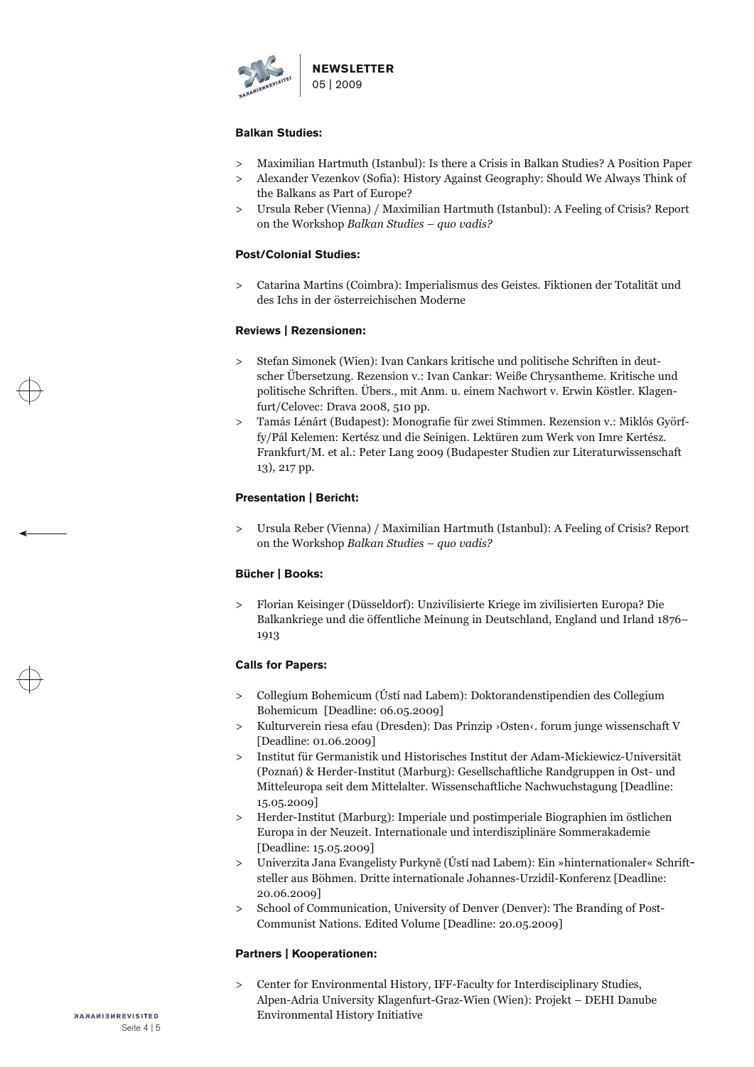**Balkan Studies:**

> Maximilian Hartmuth (Istanbul): Is there a Crisis in Balkan Studies? A Position Paper
> Alexander Vezenkov (Sofia): History Against Geography: Should We Always Think of the Balkans as Part of Europe?
> Ursula Reber (Vienna) / Maximilian Hartmuth (Istanbul): A Feeling of Crisis? Report on the Workshop *Balkan Studies – quo vadis?*

**Post/Colonial Studies:**

> Catarina Martins (Coimbra): Imperialismus des Geistes. Fiktionen der Totalität und des Ichs in der österreichischen Moderne

**Reviews | Rezensionen:**

> Stefan Simonek (Wien): Ivan Cankars kritische und politische Schriften in deutscher Übersetzung. Rezension v.: Ivan Cankar: Weiße Chrysantheme. Kritische und politische Schriften. Übers., mit Anm. u. einem Nachwort v. Erwin Köstler. Klagenfurt/Celovec: Drava 2008, 510 pp.
> Tamás Lénárt (Budapest): Monografie für zwei Stimmen. Rezension v.: Miklós Györffy/Pál Kelemen: Kertész und die Seinigen. Lektüren zum Werk von Imre Kertész. Frankfurt/M. et al.: Peter Lang 2009 (Budapester Studien zur Literaturwissenschaft 13), 217 pp.

**Presentation | Bericht:**

> Ursula Reber (Vienna) / Maximilian Hartmuth (Istanbul): A Feeling of Crisis? Report on the Workshop *Balkan Studies – quo vadis?*

**Bücher | Books:**

> Florian Keisinger (Düsseldorf): Unzivilisierte Kriege im zivilisierten Europa? Die Balkankriege und die öffentliche Meinung in Deutschland, England und Irland 1876–1913

**Calls for Papers:**

> Collegium Bohemicum (Ústí nad Labem): Doktorandenstipendien des Collegium Bohemicum [Deadline: 06.05.2009]
> Kulturverein riesa efau (Dresden): Das Prinzip ›Osten‹. forum junge wissenschaft V [Deadline: 01.06.2009]
> Institut für Germanistik und Historisches Institut der Adam-Mickiewicz-Universität (Poznań) & Herder-Institut (Marburg): Gesellschaftliche Randgruppen in Ost- und Mitteleuropa seit dem Mittelalter. Wissenschaftliche Nachwuchstagung [Deadline: 15.05.2009]
> Herder-Institut (Marburg): Imperiale und postimperiale Biographien im östlichen Europa in der Neuzeit. Internationale und interdisziplinäre Sommerakademie [Deadline: 15.05.2009]
> Univerzita Jana Evangelisty Purkyně (Ústí nad Labem): Ein »hinternationaler« Schriftsteller aus Böhmen. Dritte internationale Johannes-Urzidil-Konferenz [Deadline: 20.06.2009]
> School of Communication, University of Denver (Denver): The Branding of Post-Communist Nations. Edited Volume [Deadline: 20.05.2009]

**Partners | Kooperationen:**

> Center for Environmental History, IFF-Faculty for Interdisciplinary Studies, Alpen-Adria University Klagenfurt-Graz-Wien (Wien): Projekt – DEHI Danube Environmental History Initiative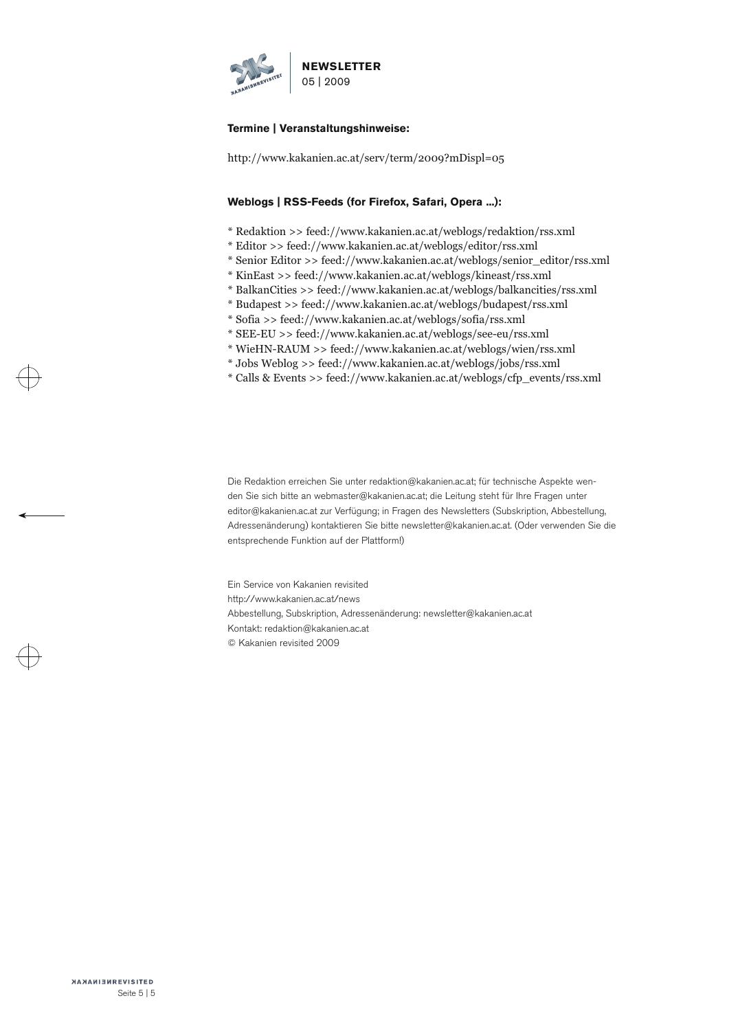**Termine | Veranstaltungshinweise:**

http://www.kakanien.ac.at/serv/term/2009?mDispl=05

**Weblogs | RSS-Feeds (for Firefox, Safari, Opera ...):**

* Redaktion >> feed://www.kakanien.ac.at/weblogs/redaktion/rss.xml
* Editor >> feed://www.kakanien.ac.at/weblogs/editor/rss.xml
* Senior Editor >> feed://www.kakanien.ac.at/weblogs/senior_editor/rss.xml
* KinEast >> feed://www.kakanien.ac.at/weblogs/kineast/rss.xml
* BalkanCities >> feed://www.kakanien.ac.at/weblogs/balkancities/rss.xml
* Budapest >> feed://www.kakanien.ac.at/weblogs/budapest/rss.xml
* Sofia >> feed://www.kakanien.ac.at/weblogs/sofia/rss.xml
* SEE-EU >> feed://www.kakanien.ac.at/weblogs/see-eu/rss.xml
* WieHN-RAUM >> feed://www.kakanien.ac.at/weblogs/wien/rss.xml
* Jobs Weblog >> feed://www.kakanien.ac.at/weblogs/jobs/rss.xml
* Calls & Events >> feed://www.kakanien.ac.at/weblogs/cfp_events/rss.xml

Die Redaktion erreichen Sie unter redaktion@kakanien.ac.at; für technische Aspekte wenden Sie sich bitte an webmaster@kakanien.ac.at; die Leitung steht für Ihre Fragen unter editor@kakanien.ac.at zur Verfügung; in Fragen des Newsletters (Subskription, Abbestellung, Adressenänderung) kontaktieren Sie bitte newsletter@kakanien.ac.at. (Oder verwenden Sie die entsprechende Funktion auf der Plattform!)

Ein Service von Kakanien revisited
http://www.kakanien.ac.at/news
Abbestellung, Subskription, Adressenänderung: newsletter@kakanien.ac.at
Kontakt: redaktion@kakanien.ac.at
© Kakanien revisited 2009